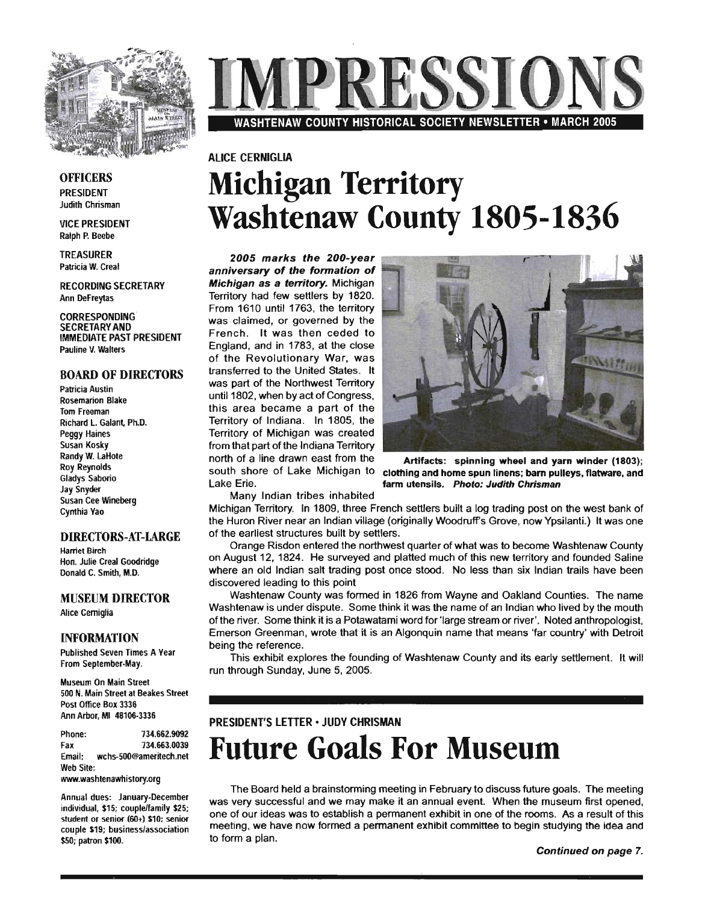# IMPRESSIONS

WASHTENAW COUNTY HISTORICAL SOCIETY NEWSLETTER • MARCH 2005

ALICE CERNIGLIA

# Michigan Territory Washtenaw County 1805-1836

***2005 marks the 200-year anniversary of the formation of Michigan as a territory.*** Michigan Territory had few settlers by 1820. From 1610 until 1763, the territory was claimed, or governed by the French. It was then ceded to England, and in 1783, at the close of the Revolutionary War, was transferred to the United States. It was part of the Northwest Territory until 1802, when by act of Congress, this area became a part of the Territory of Indiana. In 1805, the Territory of Michigan was created from that part of the Indiana Territory north of a line drawn east from the south shore of Lake Michigan to Lake Erie.

**Artifacts: spinning wheel and yarn winder (1803); clothing and home spun linens; barn pulleys, flatware, and farm utensils.** ***Photo: Judith Chrisman***

Many Indian tribes inhabited Michigan Territory. In 1809, three French settlers built a log trading post on the west bank of the Huron River near an Indian village (originally Woodruff's Grove, now Ypsilanti.) It was one of the earliest structures built by settlers.

Orange Risdon entered the northwest quarter of what was to become Washtenaw County on August 12, 1824. He surveyed and platted much of this new territory and founded Saline where an old Indian salt trading post once stood. No less than six Indian trails have been discovered leading to this point

Washtenaw County was formed in 1826 from Wayne and Oakland Counties. The name Washtenaw is under dispute. Some think it was the name of an Indian who lived by the mouth of the river. Some think it is a Potawatami word for 'large stream or river'. Noted anthropologist, Emerson Greenman, wrote that it is an Algonquin name that means 'far country' with Detroit being the reference.

This exhibit explores the founding of Washtenaw County and its early settlement. It will run through Sunday, June 5, 2005.

PRESIDENT'S LETTER • JUDY CHRISMAN

# Future Goals For Museum

The Board held a brainstorming meeting in February to discuss future goals. The meeting was very successful and we may make it an annual event. When the museum first opened, one of our ideas was to establish a permanent exhibit in one of the rooms. As a result of this meeting, we have now formed a permanent exhibit committee to begin studying the idea and to form a plan.

***Continued on page 7.***

## OFFICERS

PRESIDENT
Judith Chrisman

VICE PRESIDENT
Ralph P. Beebe

TREASURER
Patricia W. Creal

RECORDING SECRETARY
Ann DeFreytas

CORRESPONDING SECRETARY AND IMMEDIATE PAST PRESIDENT
Pauline V. Walters

## BOARD OF DIRECTORS

Patricia Austin
Rosemarion Blake
Tom Freeman
Richard L. Galant, Ph.D.
Peggy Haines
Susan Kosky
Randy W. LaHote
Roy Reynolds
Gladys Saborio
Jay Snyder
Susan Cee Wineberg
Cynthia Yao

## DIRECTORS-AT-LARGE

Harriet Birch
Hon. Julie Creal Goodridge
Donald C. Smith, M.D.

## MUSEUM DIRECTOR

Alice Cerniglia

## INFORMATION

Published Seven Times A Year From September-May.

Museum On Main Street
500 N. Main Street at Beakes Street
Post Office Box 3336
Ann Arbor, MI 48106-3336

Phone: 734.662.9092
Fax 734.663.0039
Email: wchs-500@ameritech.net
Web Site:
www.washtenawhistory.org

Annual dues: January-December individual, $15; couple/family $25; student or senior (60+) $10; senior couple $19; business/association $50; patron $100.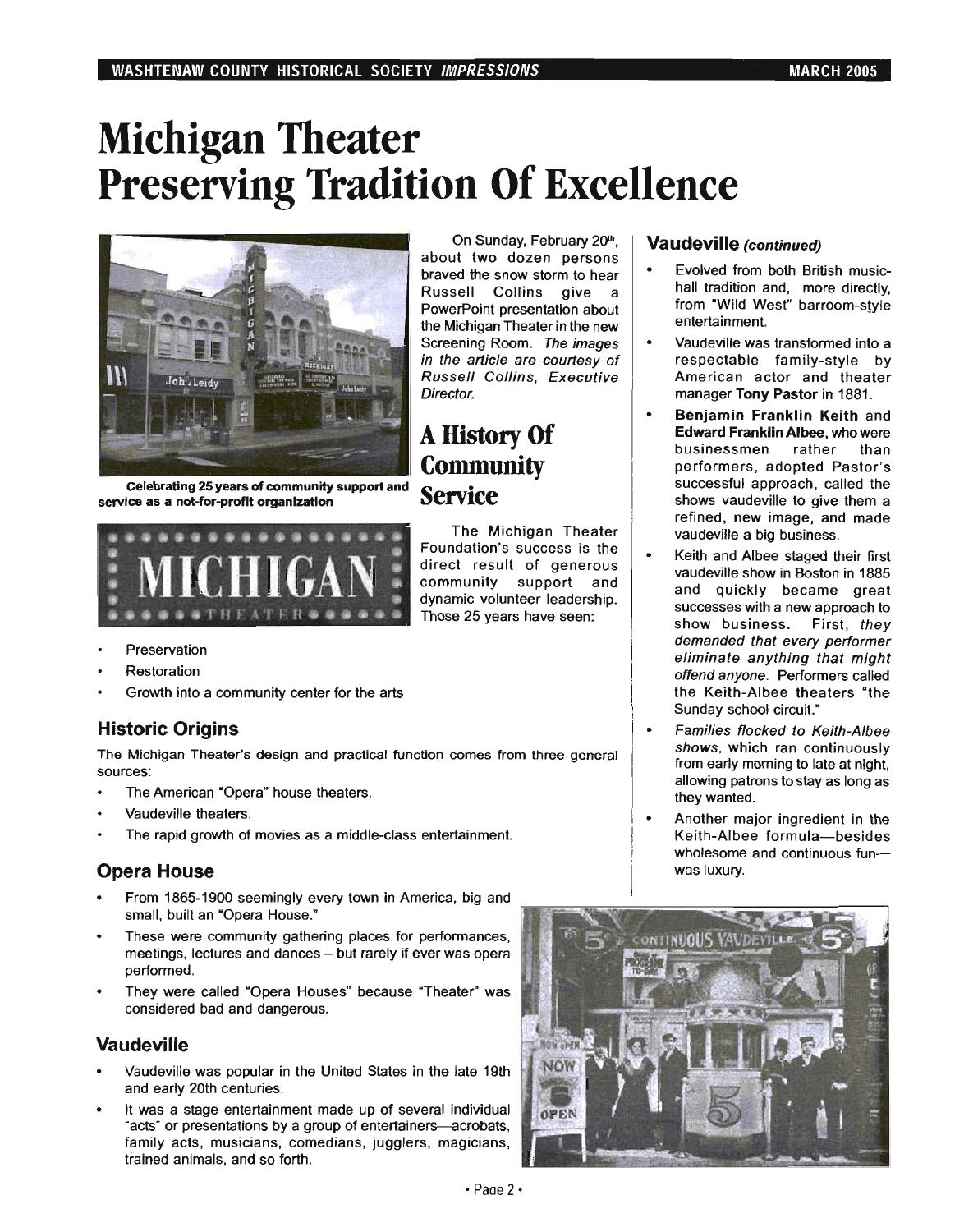# Michigan Theater Preserving Tradition Of Excellence

Celebrating 25 years of community support and service as a not-for-profit organization

On Sunday, February 20th, about two dozen persons braved the snow storm to hear Russell Collins give a PowerPoint presentation about the Michigan Theater in the new Screening Room. *The images in the article are courtesy of Russell Collins, Executive Director.*

## A History Of Community Service

The Michigan Theater Foundation's success is the direct result of generous community support and dynamic volunteer leadership. Those 25 years have seen:

- Preservation
- Restoration
- Growth into a community center for the arts

### Historic Origins

The Michigan Theater's design and practical function comes from three general sources:

- The American "Opera" house theaters.
- Vaudeville theaters.
- The rapid growth of movies as a middle-class entertainment.

### Opera House

- From 1865-1900 seemingly every town in America, big and small, built an "Opera House."
- These were community gathering places for performances, meetings, lectures and dances – but rarely if ever was opera performed.
- They were called "Opera Houses" because "Theater" was considered bad and dangerous.

### Vaudeville

- Vaudeville was popular in the United States in the late 19th and early 20th centuries.
- It was a stage entertainment made up of several individual "acts" or presentations by a group of entertainers—acrobats, family acts, musicians, comedians, jugglers, magicians, trained animals, and so forth.

### Vaudeville *(continued)*

- Evolved from both British music-hall tradition and, more directly, from "Wild West" barroom-style entertainment.
- Vaudeville was transformed into a respectable family-style by American actor and theater manager **Tony Pastor** in 1881.
- **Benjamin Franklin Keith** and **Edward Franklin Albee**, who were businessmen rather than performers, adopted Pastor's successful approach, called the shows vaudeville to give them a refined, new image, and made vaudeville a big business.
- Keith and Albee staged their first vaudeville show in Boston in 1885 and quickly became great successes with a new approach to show business. First, *they demanded that every performer eliminate anything that might offend anyone.* Performers called the Keith-Albee theaters "the Sunday school circuit."
- *Families flocked to Keith-Albee shows,* which ran continuously from early morning to late at night, allowing patrons to stay as long as they wanted.
- Another major ingredient in the Keith-Albee formula—besides wholesome and continuous fun—was luxury.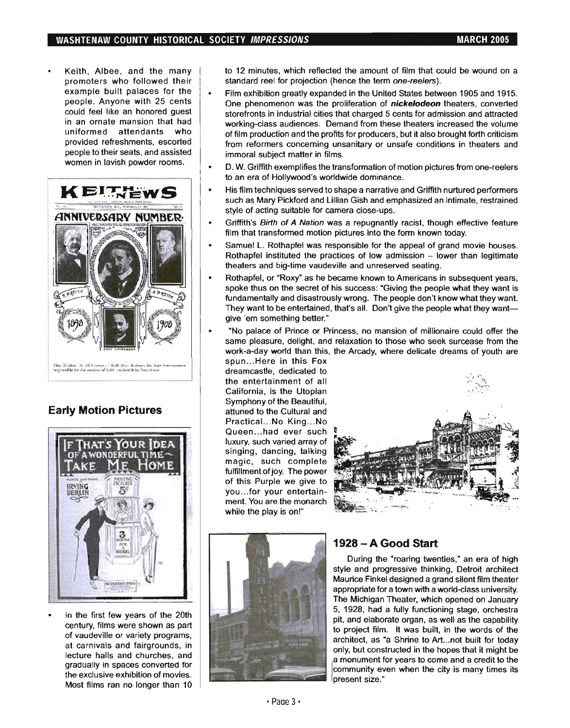- Keith, Albee, and the many promoters who followed their example built palaces for the people. Anyone with 25 cents could feel like an honored guest in an ornate mansion that had uniformed attendants who provided refreshments, escorted people to their seats, and assisted women in lavish powder rooms.

This October 19, 1908 cover of Keith News features the four impresarios responsible for the success of Keith vaudeville in Providence.

## Early Motion Pictures

- In the first few years of the 20th century, films were shown as part of vaudeville or variety programs, at carnivals and fairgrounds, in lecture halls and churches, and gradually in spaces converted for the exclusive exhibition of movies. Most films ran no longer than 10 to 12 minutes, which reflected the amount of film that could be wound on a standard reel for projection (hence the term *one-reelers*).
- Film exhibition greatly expanded in the United States between 1905 and 1915. One phenomenon was the proliferation of ***nickelodeon*** theaters, converted storefronts in industrial cities that charged 5 cents for admission and attracted working-class audiences. Demand from these theaters increased the volume of film production and the profits for producers, but it also brought forth criticism from reformers concerning unsanitary or unsafe conditions in theaters and immoral subject matter in films.
- D. W. Griffith exemplifies the transformation of motion pictures from one-reelers to an era of Hollywood's worldwide dominance.
- His film techniques served to shape a narrative and Griffith nurtured performers such as Mary Pickford and Lillian Gish and emphasized an intimate, restrained style of acting suitable for camera close-ups.
- Griffith's *Birth of A Nation* was a repugnantly racist, though effective feature film that transformed motion pictures into the form known today.
- Samuel L. Rothapfel was responsible for the appeal of grand movie houses. Rothapfel instituted the practices of low admission – lower than legitimate theaters and big-time vaudeville and unreserved seating.
- Rothapfel, or "Roxy" as he became known to Americans in subsequent years, spoke thus on the secret of his success: "Giving the people what they want is fundamentally and disastrously wrong. The people don't know what they want. They want to be entertained, that's all. Don't give the people what they want—give 'em something better."
- "No palace of Prince or Princess, no mansion of millionaire could offer the same pleasure, delight, and relaxation to those who seek surcease from the work-a-day world than this, the Arcady, where delicate dreams of youth are spun...Here in this Fox dreamcastle, dedicated to the entertainment of all California, is the Utopian Symphony of the Beautiful, attuned to the Cultural and Practical...No King...No Queen...had ever such luxury, such varied array of singing, dancing, talking magic, such complete fulfillment of joy. The power of this Purple we give to you...for your entertainment. You are the monarch while the play is on!"

## 1928 – A Good Start

During the "roaring twenties," an era of high style and progressive thinking, Detroit architect Maurice Finkel designed a grand silent film theater appropriate for a town with a world-class university. The Michigan Theater, which opened on January 5, 1928, had a fully functioning stage, orchestra pit, and elaborate organ, as well as the capability to project film. It was built, in the words of the architect, as "a Shrine to Art...not built for today only, but constructed in the hopes that it might be a monument for years to come and a credit to the community even when the city is many times its present size."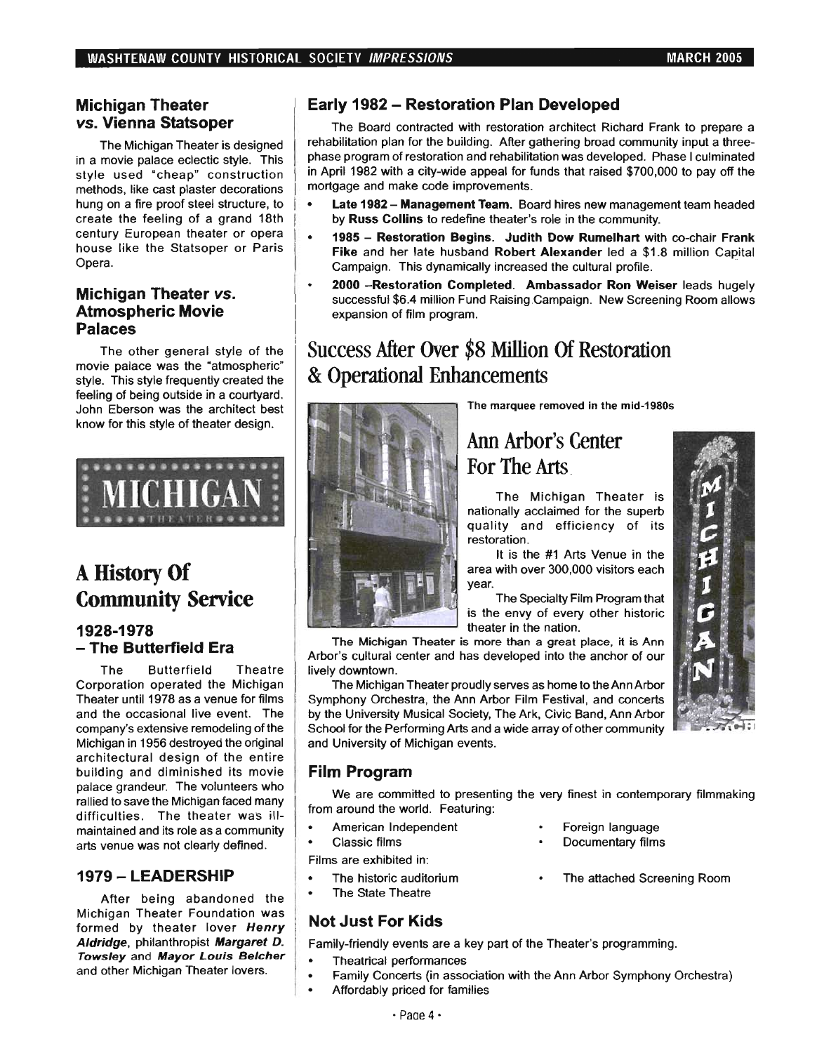## Michigan Theater vs. Vienna Statsoper

The Michigan Theater is designed in a movie palace eclectic style. This style used "cheap" construction methods, like cast plaster decorations hung on a fire proof steel structure, to create the feeling of a grand 18th century European theater or opera house like the Statsoper or Paris Opera.

## Michigan Theater vs. Atmospheric Movie Palaces

The other general style of the movie palace was the "atmospheric" style. This style frequently created the feeling of being outside in a courtyard. John Eberson was the architect best know for this style of theater design.

# A History Of Community Service

### 1928-1978 – The Butterfield Era

The Butterfield Theatre Corporation operated the Michigan Theater until 1978 as a venue for films and the occasional live event. The company's extensive remodeling of the Michigan in 1956 destroyed the original architectural design of the entire building and diminished its movie palace grandeur. The volunteers who rallied to save the Michigan faced many difficulties. The theater was ill-maintained and its role as a community arts venue was not clearly defined.

### 1979 – LEADERSHIP

After being abandoned the Michigan Theater Foundation was formed by theater lover ***Henry Aldridge***, philanthropist ***Margaret D. Towsley*** and ***Mayor Louis Belcher*** and other Michigan Theater lovers.

### Early 1982 – Restoration Plan Developed

The Board contracted with restoration architect Richard Frank to prepare a rehabilitation plan for the building. After gathering broad community input a three-phase program of restoration and rehabilitation was developed. Phase I culminated in April 1982 with a city-wide appeal for funds that raised $700,000 to pay off the mortgage and make code improvements.

- **Late 1982 – Management Team.** Board hires new management team headed by **Russ Collins** to redefine theater's role in the community.
- **1985 – Restoration Begins. Judith Dow Rumelhart** with co-chair **Frank Fike** and her late husband **Robert Alexander** led a $1.8 million Capital Campaign. This dynamically increased the cultural profile.
- **2000 –Restoration Completed. Ambassador Ron Weiser** leads hugely successful $6.4 million Fund Raising Campaign. New Screening Room allows expansion of film program.

# Success After Over $8 Million Of Restoration & Operational Enhancements

The marquee removed in the mid-1980s

## Ann Arbor's Center For The Arts

The Michigan Theater is nationally acclaimed for the superb quality and efficiency of its restoration.

It is the #1 Arts Venue in the area with over 300,000 visitors each year.

The Specialty Film Program that is the envy of every other historic theater in the nation.

The Michigan Theater is more than a great place, it is Ann Arbor's cultural center and has developed into the anchor of our lively downtown.

The Michigan Theater proudly serves as home to the Ann Arbor Symphony Orchestra, the Ann Arbor Film Festival, and concerts by the University Musical Society, The Ark, Civic Band, Ann Arbor School for the Performing Arts and a wide array of other community and University of Michigan events.

### Film Program

We are committed to presenting the very finest in contemporary filmmaking from around the world. Featuring:

- American Independent
- Classic films
- Foreign language
- Documentary films

Films are exhibited in:

- The historic auditorium
- The State Theatre
- The attached Screening Room

### Not Just For Kids

Family-friendly events are a key part of the Theater's programming.

- Theatrical performances
- Family Concerts (in association with the Ann Arbor Symphony Orchestra)
- Affordably priced for families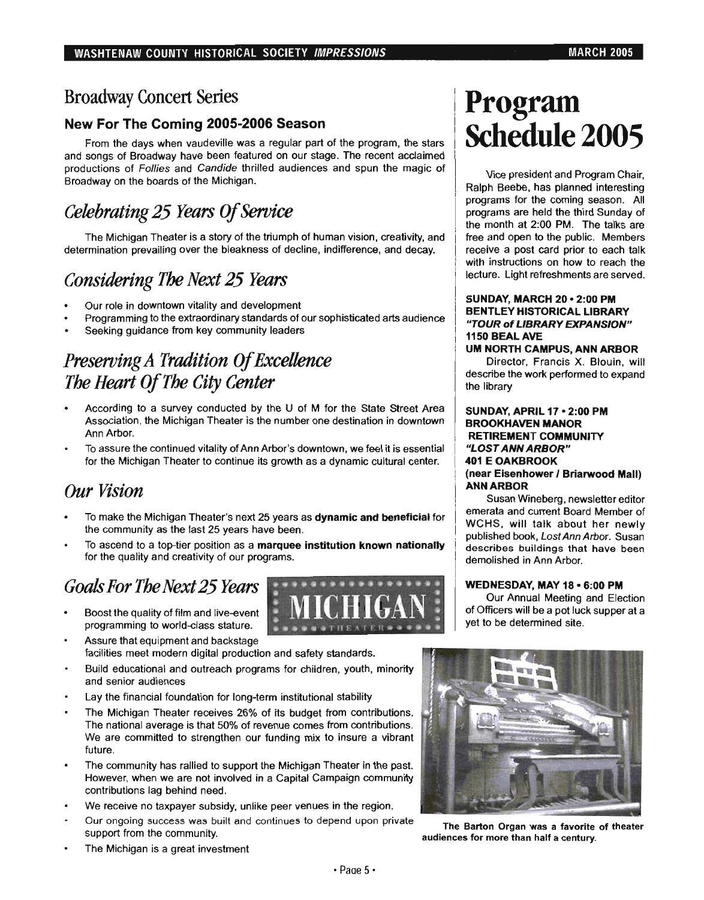## Broadway Concert Series

### New For The Coming 2005-2006 Season

From the days when vaudeville was a regular part of the program, the stars and songs of Broadway have been featured on our stage. The recent acclaimed productions of *Follies* and *Candide* thrilled audiences and spun the magic of Broadway on the boards of the Michigan.

## *Celebrating 25 Years Of Service*

The Michigan Theater is a story of the triumph of human vision, creativity, and determination prevailing over the bleakness of decline, indifference, and decay.

## *Considering The Next 25 Years*

- Our role in downtown vitality and development
- Programming to the extraordinary standards of our sophisticated arts audience
- Seeking guidance from key community leaders

## *Preserving A Tradition Of Excellence The Heart Of The City Center*

- According to a survey conducted by the U of M for the State Street Area Association, the Michigan Theater is the number one destination in downtown Ann Arbor.
- To assure the continued vitality of Ann Arbor's downtown, we feel it is essential for the Michigan Theater to continue its growth as a dynamic cultural center.

## *Our Vision*

- To make the Michigan Theater's next 25 years as **dynamic and beneficial** for the community as the last 25 years have been.
- To ascend to a top-tier position as a **marquee institution known nationally** for the quality and creativity of our programs.

## *Goals For The Next 25 Years*

- Boost the quality of film and live-event programming to world-class stature.
- Assure that equipment and backstage facilities meet modern digital production and safety standards.
- Build educational and outreach programs for children, youth, minority and senior audiences
- Lay the financial foundation for long-term institutional stability
- The Michigan Theater receives 26% of its budget from contributions. The national average is that 50% of revenue comes from contributions. We are committed to strengthen our funding mix to insure a vibrant future.
- The community has rallied to support the Michigan Theater in the past. However, when we are not involved in a Capital Campaign community contributions lag behind need.
- We receive no taxpayer subsidy, unlike peer venues in the region.
- Our ongoing success was built and continues to depend upon private support from the community.
- The Michigan is a great investment

# Program Schedule 2005

Vice president and Program Chair, Ralph Beebe, has planned interesting programs for the coming season. All programs are held the third Sunday of the month at 2:00 PM. The talks are free and open to the public. Members receive a post card prior to each talk with instructions on how to reach the lecture. Light refreshments are served.

**SUNDAY, MARCH 20 • 2:00 PM**
**BENTLEY HISTORICAL LIBRARY**
***"TOUR of LIBRARY EXPANSION"***
**1150 BEAL AVE**
**UM NORTH CAMPUS, ANN ARBOR**

Director, Francis X. Blouin, will describe the work performed to expand the library

**SUNDAY, APRIL 17 • 2:00 PM**
**BROOKHAVEN MANOR RETIREMENT COMMUNITY**
***"LOST ANN ARBOR"***
**401 E OAKBROOK**
**(near Eisenhower / Briarwood Mall)**
**ANN ARBOR**

Susan Wineberg, newsletter editor emerata and current Board Member of WCHS, will talk about her newly published book, *Lost Ann Arbor*. Susan describes buildings that have been demolished in Ann Arbor.

**WEDNESDAY, MAY 18 • 6:00 PM**

Our Annual Meeting and Election of Officers will be a pot luck supper at a yet to be determined site.

**The Barton Organ was a favorite of theater audiences for more than half a century.**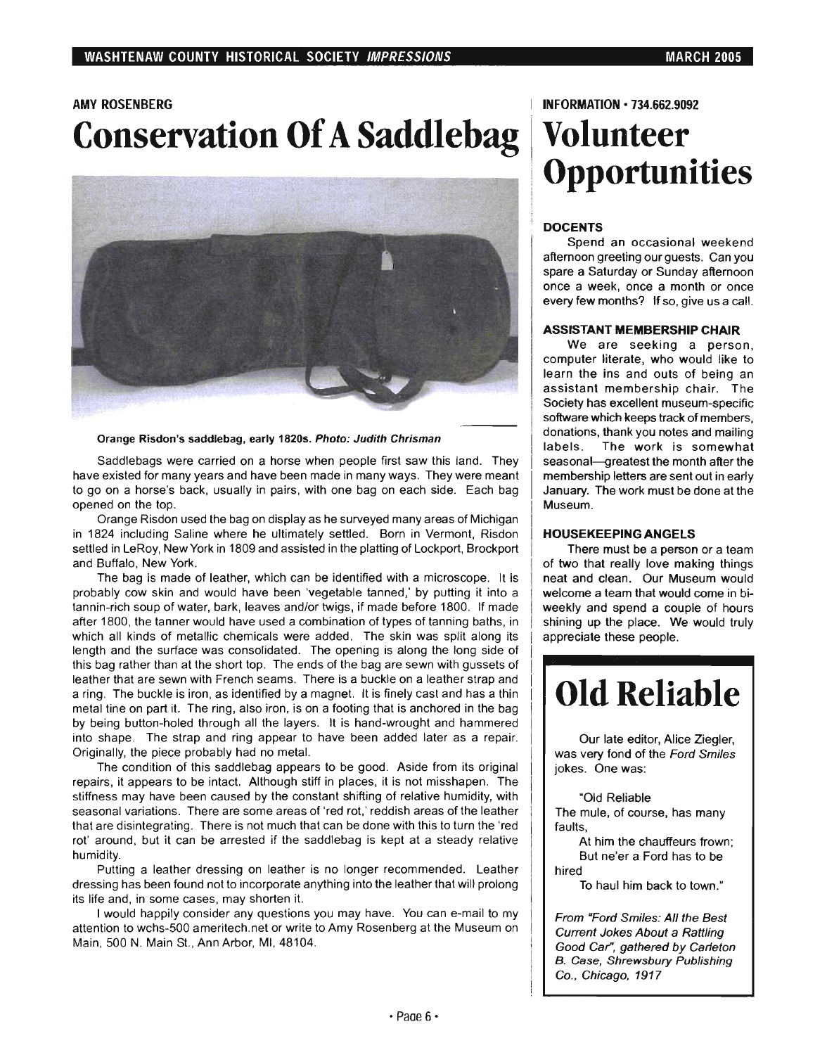AMY ROSENBERG

# Conservation Of A Saddlebag

Orange Risdon's saddlebag, early 1820s. *Photo: Judith Chrisman*

Saddlebags were carried on a horse when people first saw this land. They have existed for many years and have been made in many ways. They were meant to go on a horse's back, usually in pairs, with one bag on each side. Each bag opened on the top.

Orange Risdon used the bag on display as he surveyed many areas of Michigan in 1824 including Saline where he ultimately settled. Born in Vermont, Risdon settled in LeRoy, New York in 1809 and assisted in the platting of Lockport, Brockport and Buffalo, New York.

The bag is made of leather, which can be identified with a microscope. It is probably cow skin and would have been 'vegetable tanned,' by putting it into a tannin-rich soup of water, bark, leaves and/or twigs, if made before 1800. If made after 1800, the tanner would have used a combination of types of tanning baths, in which all kinds of metallic chemicals were added. The skin was split along its length and the surface was consolidated. The opening is along the long side of this bag rather than at the short top. The ends of the bag are sewn with gussets of leather that are sewn with French seams. There is a buckle on a leather strap and a ring. The buckle is iron, as identified by a magnet. It is finely cast and has a thin metal tine on part it. The ring, also iron, is on a footing that is anchored in the bag by being button-holed through all the layers. It is hand-wrought and hammered into shape. The strap and ring appear to have been added later as a repair. Originally, the piece probably had no metal.

The condition of this saddlebag appears to be good. Aside from its original repairs, it appears to be intact. Although stiff in places, it is not misshapen. The stiffness may have been caused by the constant shifting of relative humidity, with seasonal variations. There are some areas of 'red rot,' reddish areas of the leather that are disintegrating. There is not much that can be done with this to turn the 'red rot' around, but it can be arrested if the saddlebag is kept at a steady relative humidity.

Putting a leather dressing on leather is no longer recommended. Leather dressing has been found not to incorporate anything into the leather that will prolong its life and, in some cases, may shorten it.

I would happily consider any questions you may have. You can e-mail to my attention to wchs-500 ameritech.net or write to Amy Rosenberg at the Museum on Main, 500 N. Main St., Ann Arbor, MI, 48104.

INFORMATION • 734.662.9092

# Volunteer Opportunities

### DOCENTS

Spend an occasional weekend afternoon greeting our guests. Can you spare a Saturday or Sunday afternoon once a week, once a month or once every few months? If so, give us a call.

### ASSISTANT MEMBERSHIP CHAIR

We are seeking a person, computer literate, who would like to learn the ins and outs of being an assistant membership chair. The Society has excellent museum-specific software which keeps track of members, donations, thank you notes and mailing labels. The work is somewhat seasonal—greatest the month after the membership letters are sent out in early January. The work must be done at the Museum.

### HOUSEKEEPING ANGELS

There must be a person or a team of two that really love making things neat and clean. Our Museum would welcome a team that would come in bi-weekly and spend a couple of hours shining up the place. We would truly appreciate these people.

# Old Reliable

Our late editor, Alice Ziegler, was very fond of the *Ford Smiles* jokes. One was:

"Old Reliable
The mule, of course, has many faults,
At him the chauffeurs frown;
But ne'er a Ford has to be hired
To haul him back to town."

*From "Ford Smiles: All the Best Current Jokes About a Rattling Good Car", gathered by Carleton B. Case, Shrewsbury Publishing Co., Chicago, 1917*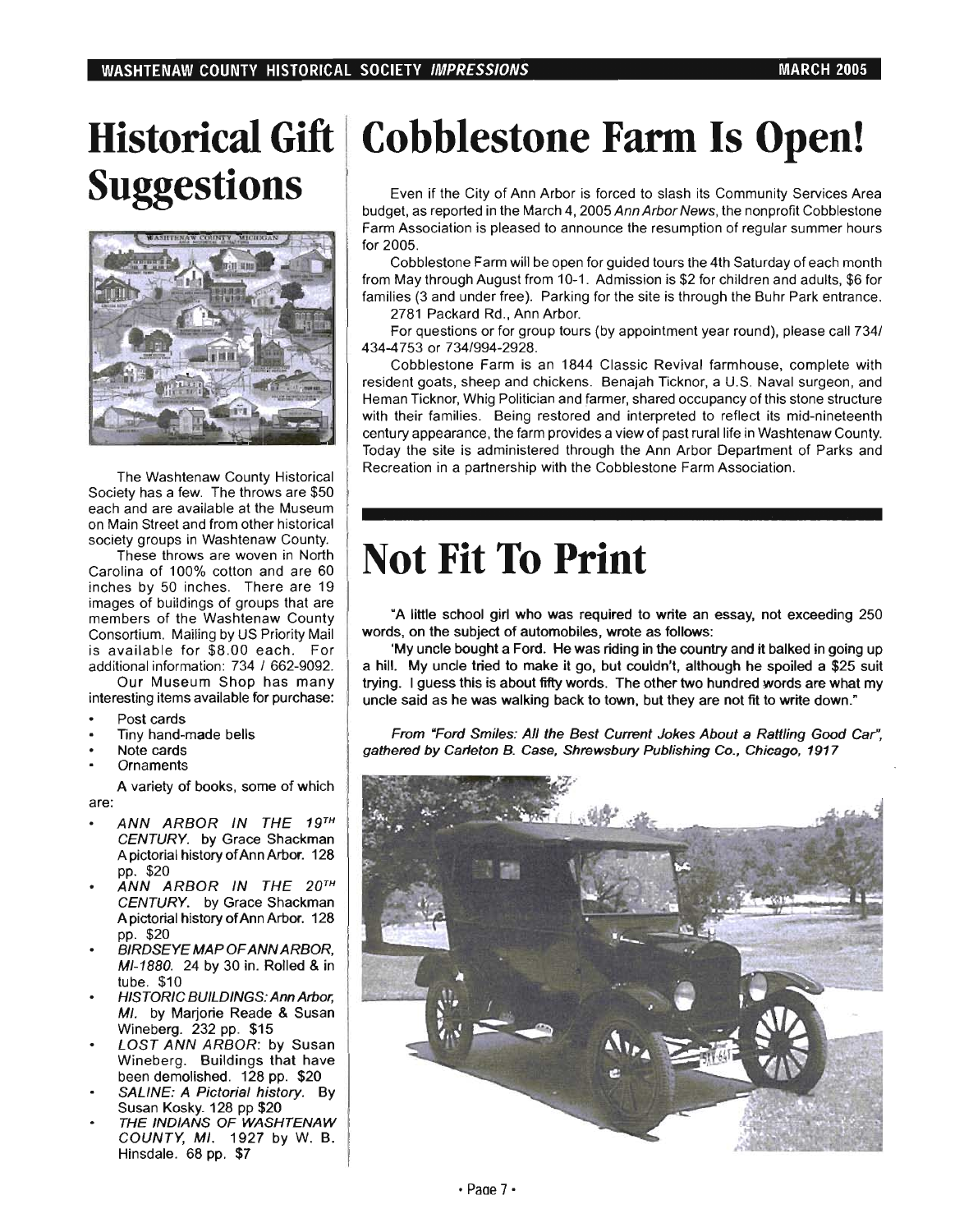# Historical Gift Suggestions

The Washtenaw County Historical Society has a few. The throws are $50 each and are available at the Museum on Main Street and from other historical society groups in Washtenaw County.

These throws are woven in North Carolina of 100% cotton and are 60 inches by 50 inches. There are 19 images of buildings of groups that are members of the Washtenaw County Consortium. Mailing by US Priority Mail is available for $8.00 each. For additional information: 734 / 662-9092.

Our Museum Shop has many interesting items available for purchase:

- Post cards
- Tiny hand-made bells
- Note cards
- Ornaments

A variety of books, some of which are:

- *ANN ARBOR IN THE 19TH CENTURY*. by Grace Shackman A pictorial history of Ann Arbor. 128 pp. $20
- *ANN ARBOR IN THE 20TH CENTURY*. by Grace Shackman A pictorial history of Ann Arbor. 128 pp. $20
- *BIRDSEYE MAP OF ANN ARBOR, MI-1880*. 24 by 30 in. Rolled & in tube. $10
- *HISTORIC BUILDINGS: Ann Arbor, MI*. by Marjorie Reade & Susan Wineberg. 232 pp. $15
- *LOST ANN ARBOR*: by Susan Wineberg. Buildings that have been demolished. 128 pp. $20
- *SALINE: A Pictorial history*. By Susan Kosky. 128 pp $20
- *THE INDIANS OF WASHTENAW COUNTY, MI*. 1927 by W. B. Hinsdale. 68 pp. $7

# Cobblestone Farm Is Open!

Even if the City of Ann Arbor is forced to slash its Community Services Area budget, as reported in the March 4, 2005 *Ann Arbor News*, the nonprofit Cobblestone Farm Association is pleased to announce the resumption of regular summer hours for 2005.

Cobblestone Farm will be open for guided tours the 4th Saturday of each month from May through August from 10-1. Admission is $2 for children and adults, $6 for families (3 and under free). Parking for the site is through the Buhr Park entrance. 2781 Packard Rd., Ann Arbor.

For questions or for group tours (by appointment year round), please call 734/434-4753 or 734/994-2928.

Cobblestone Farm is an 1844 Classic Revival farmhouse, complete with resident goats, sheep and chickens. Benajah Ticknor, a U.S. Naval surgeon, and Heman Ticknor, Whig Politician and farmer, shared occupancy of this stone structure with their families. Being restored and interpreted to reflect its mid-nineteenth century appearance, the farm provides a view of past rural life in Washtenaw County. Today the site is administered through the Ann Arbor Department of Parks and Recreation in a partnership with the Cobblestone Farm Association.

# Not Fit To Print

"A little school girl who was required to write an essay, not exceeding 250 words, on the subject of automobiles, wrote as follows:

'My uncle bought a Ford. He was riding in the country and it balked in going up a hill. My uncle tried to make it go, but couldn't, although he spoiled a $25 suit trying. I guess this is about fifty words. The other two hundred words are what my uncle said as he was walking back to town, but they are not fit to write down."

*From "Ford Smiles: All the Best Current Jokes About a Rattling Good Car", gathered by Carleton B. Case, Shrewsbury Publishing Co., Chicago, 1917*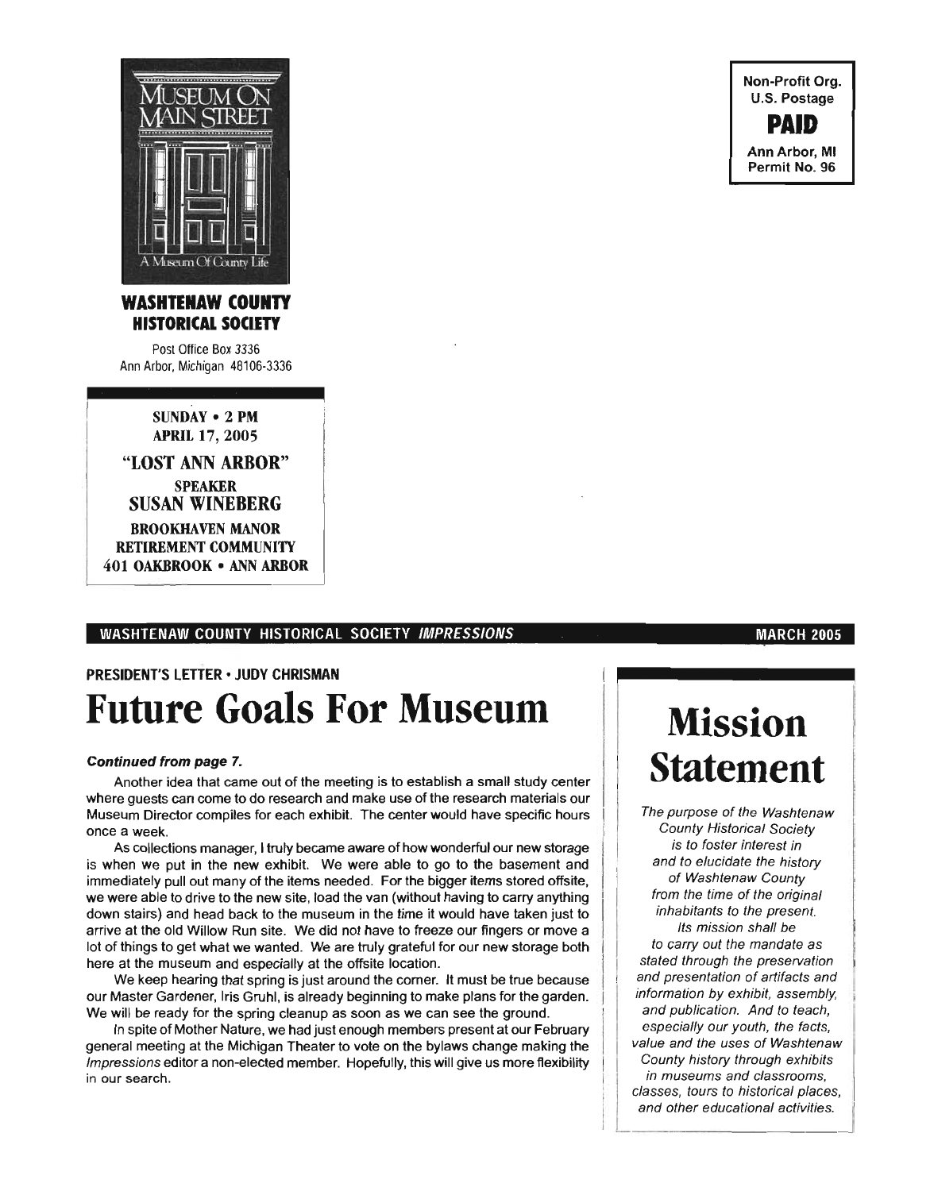MUSEUM ON MAIN STREET

A Museum Of County Life

**WASHTENAW COUNTY HISTORICAL SOCIETY**

Post Office Box 3336
Ann Arbor, Michigan 48106-3336

Non-Profit Org.
U.S. Postage
**PAID**
Ann Arbor, MI
Permit No. 96

**SUNDAY • 2 PM**
**APRIL 17, 2005**

**"LOST ANN ARBOR"**

**SPEAKER**
**SUSAN WINEBERG**

**BROOKHAVEN MANOR RETIREMENT COMMUNITY**
**401 OAKBROOK • ANN ARBOR**

**WASHTENAW COUNTY HISTORICAL SOCIETY *IMPRESSIONS*** — **MARCH 2005**

**PRESIDENT'S LETTER • JUDY CHRISMAN**

# Future Goals For Museum

***Continued from page 7.***

Another idea that came out of the meeting is to establish a small study center where guests can come to do research and make use of the research materials our Museum Director compiles for each exhibit. The center would have specific hours once a week.

As collections manager, I truly became aware of how wonderful our new storage is when we put in the new exhibit. We were able to go to the basement and immediately pull out many of the items needed. For the bigger items stored offsite, we were able to drive to the new site, load the van (without having to carry anything down stairs) and head back to the museum in the time it would have taken just to arrive at the old Willow Run site. We did not have to freeze our fingers or move a lot of things to get what we wanted. We are truly grateful for our new storage both here at the museum and especially at the offsite location.

We keep hearing that spring is just around the corner. It must be true because our Master Gardener, Iris Gruhl, is already beginning to make plans for the garden. We will be ready for the spring cleanup as soon as we can see the ground.

In spite of Mother Nature, we had just enough members present at our February general meeting at the Michigan Theater to vote on the bylaws change making the *Impressions* editor a non-elected member. Hopefully, this will give us more flexibility in our search.

# Mission Statement

*The purpose of the Washtenaw County Historical Society is to foster interest in and to elucidate the history of Washtenaw County from the time of the original inhabitants to the present. Its mission shall be to carry out the mandate as stated through the preservation and presentation of artifacts and information by exhibit, assembly, and publication. And to teach, especially our youth, the facts, value and the uses of Washtenaw County history through exhibits in museums and classrooms, classes, tours to historical places, and other educational activities.*